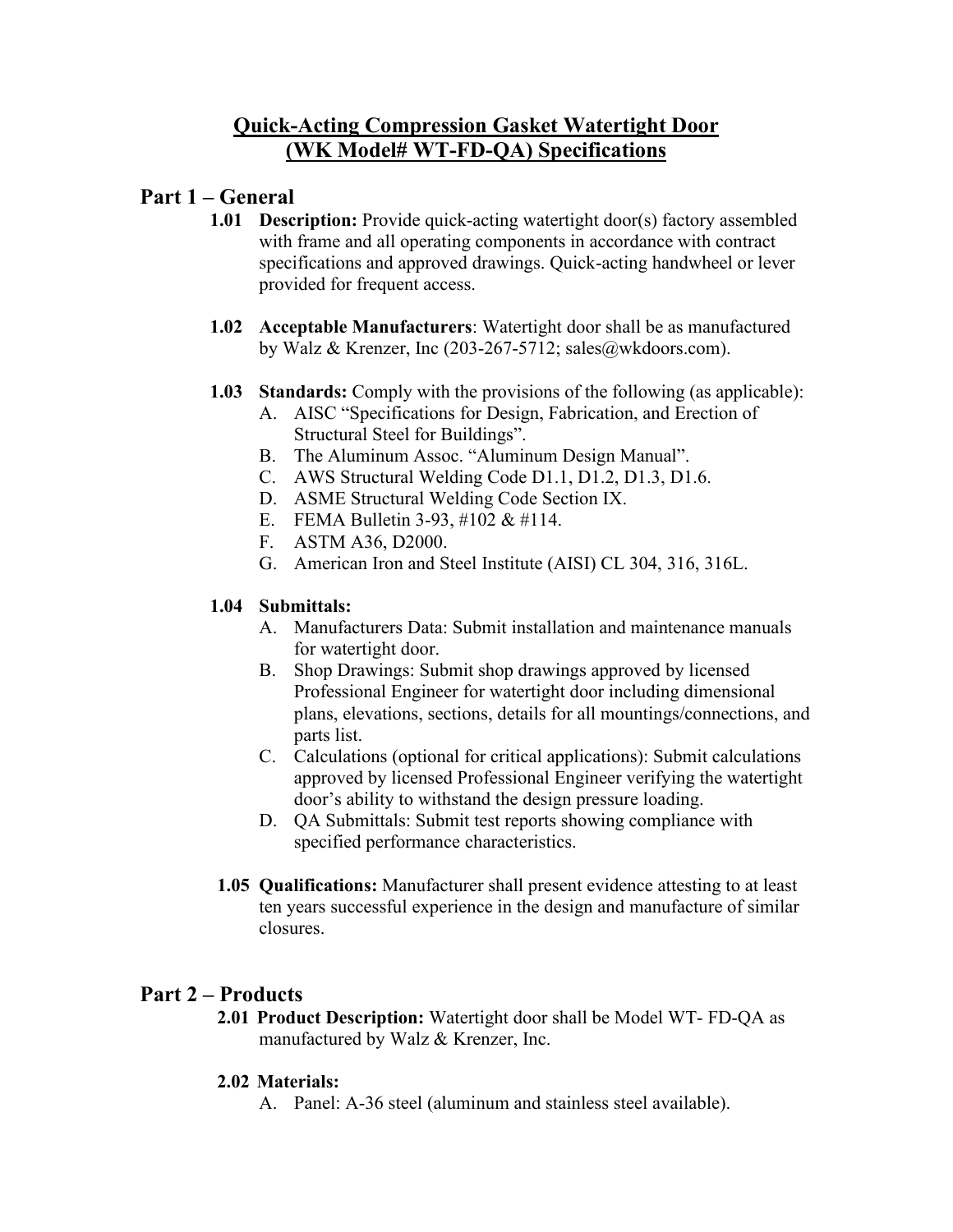# Quick-Acting Compression Gasket Watertight Door (WK Model# WT-FD-QA) Specifications

## Part 1 – General

**1.01 Description:** Provide quick-acting watertight door(s) factory assembled with frame and all operating components in accordance with contract specifications and approved drawings. Quick-acting handwheel or lever provided for frequent access.

**1.02 Acceptable Manufacturers**: Watertight door shall be as manufactured by Walz & Krenzer, Inc (203-267-5712; sales@wkdoors.com).

**1.03 Standards:** Comply with the provisions of the following (as applicable):

A. AISC "Specifications for Design, Fabrication, and Erection of Structural Steel for Buildings".
B. The Aluminum Assoc. "Aluminum Design Manual".
C. AWS Structural Welding Code D1.1, D1.2, D1.3, D1.6.
D. ASME Structural Welding Code Section IX.
E. FEMA Bulletin 3-93, #102 & #114.
F. ASTM A36, D2000.
G. American Iron and Steel Institute (AISI) CL 304, 316, 316L.

**1.04 Submittals:**

A. Manufacturers Data: Submit installation and maintenance manuals for watertight door.
B. Shop Drawings: Submit shop drawings approved by licensed Professional Engineer for watertight door including dimensional plans, elevations, sections, details for all mountings/connections, and parts list.
C. Calculations (optional for critical applications): Submit calculations approved by licensed Professional Engineer verifying the watertight door's ability to withstand the design pressure loading.
D. QA Submittals: Submit test reports showing compliance with specified performance characteristics.

**1.05 Qualifications:** Manufacturer shall present evidence attesting to at least ten years successful experience in the design and manufacture of similar closures.

## Part 2 – Products

**2.01 Product Description:** Watertight door shall be Model WT- FD-QA as manufactured by Walz & Krenzer, Inc.

**2.02 Materials:**

A. Panel: A-36 steel (aluminum and stainless steel available).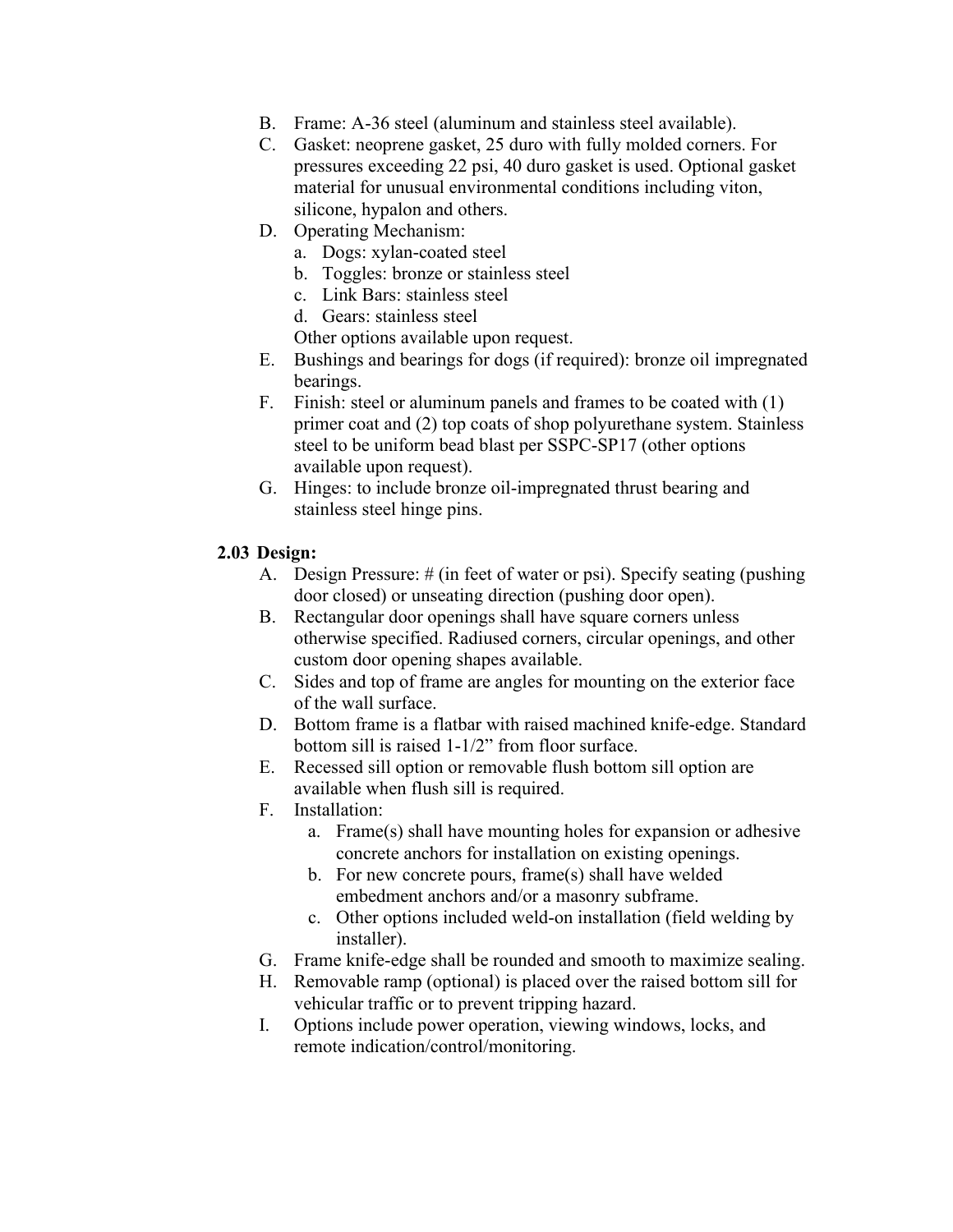B. Frame: A-36 steel (aluminum and stainless steel available).
C. Gasket: neoprene gasket, 25 duro with fully molded corners. For pressures exceeding 22 psi, 40 duro gasket is used. Optional gasket material for unusual environmental conditions including viton, silicone, hypalon and others.
D. Operating Mechanism:
   a. Dogs: xylan-coated steel
   b. Toggles: bronze or stainless steel
   c. Link Bars: stainless steel
   d. Gears: stainless steel

   Other options available upon request.
E. Bushings and bearings for dogs (if required): bronze oil impregnated bearings.
F. Finish: steel or aluminum panels and frames to be coated with (1) primer coat and (2) top coats of shop polyurethane system. Stainless steel to be uniform bead blast per SSPC-SP17 (other options available upon request).
G. Hinges: to include bronze oil-impregnated thrust bearing and stainless steel hinge pins.

**2.03 Design:**

A. Design Pressure: # (in feet of water or psi). Specify seating (pushing door closed) or unseating direction (pushing door open).
B. Rectangular door openings shall have square corners unless otherwise specified. Radiused corners, circular openings, and other custom door opening shapes available.
C. Sides and top of frame are angles for mounting on the exterior face of the wall surface.
D. Bottom frame is a flatbar with raised machined knife-edge. Standard bottom sill is raised 1-1/2" from floor surface.
E. Recessed sill option or removable flush bottom sill option are available when flush sill is required.
F. Installation:
   a. Frame(s) shall have mounting holes for expansion or adhesive concrete anchors for installation on existing openings.
   b. For new concrete pours, frame(s) shall have welded embedment anchors and/or a masonry subframe.
   c. Other options included weld-on installation (field welding by installer).
G. Frame knife-edge shall be rounded and smooth to maximize sealing.
H. Removable ramp (optional) is placed over the raised bottom sill for vehicular traffic or to prevent tripping hazard.
I. Options include power operation, viewing windows, locks, and remote indication/control/monitoring.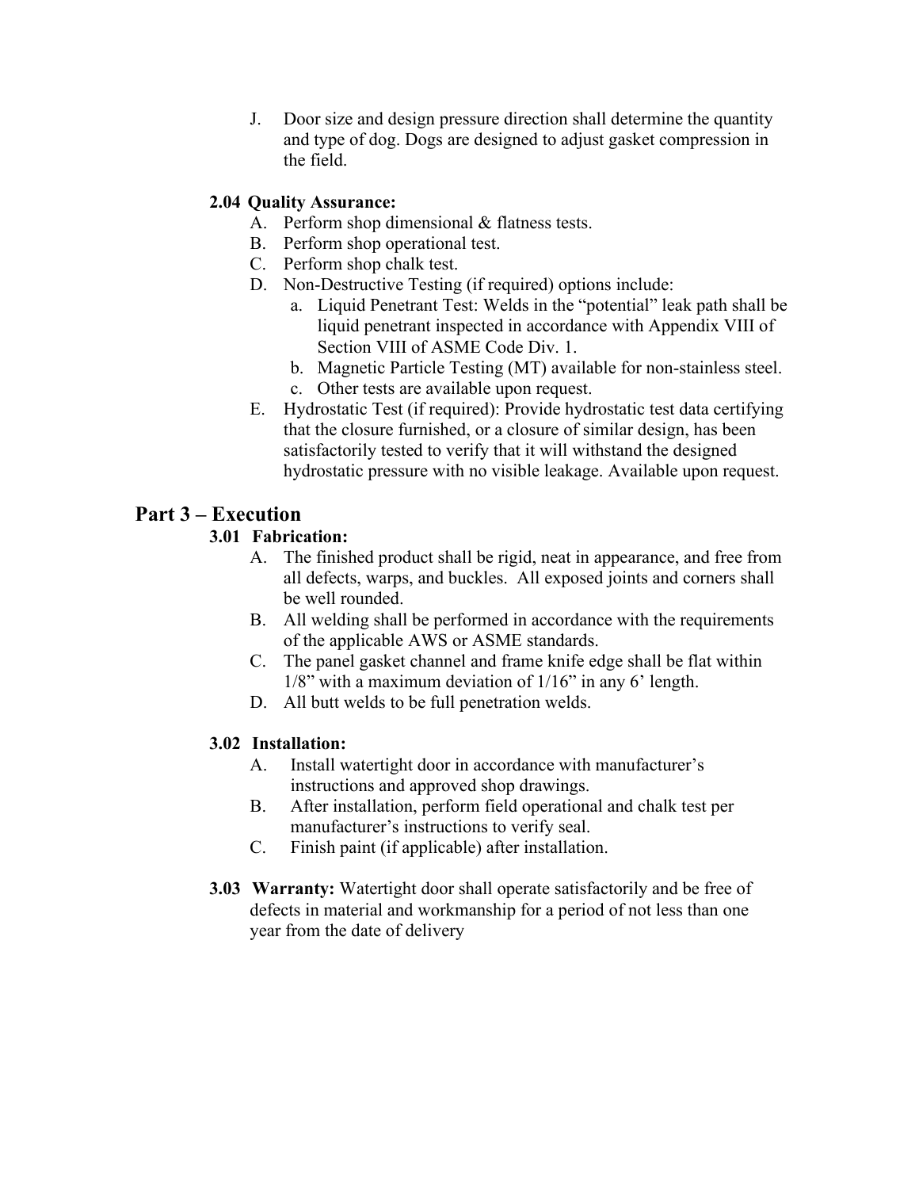J. Door size and design pressure direction shall determine the quantity and type of dog. Dogs are designed to adjust gasket compression in the field.

### 2.04 Quality Assurance:

A. Perform shop dimensional & flatness tests.
B. Perform shop operational test.
C. Perform shop chalk test.
D. Non-Destructive Testing (if required) options include:
  a. Liquid Penetrant Test: Welds in the "potential" leak path shall be liquid penetrant inspected in accordance with Appendix VIII of Section VIII of ASME Code Div. 1.
  b. Magnetic Particle Testing (MT) available for non-stainless steel.
  c. Other tests are available upon request.
E. Hydrostatic Test (if required): Provide hydrostatic test data certifying that the closure furnished, or a closure of similar design, has been satisfactorily tested to verify that it will withstand the designed hydrostatic pressure with no visible leakage. Available upon request.

## Part 3 – Execution

### 3.01 Fabrication:

A. The finished product shall be rigid, neat in appearance, and free from all defects, warps, and buckles. All exposed joints and corners shall be well rounded.
B. All welding shall be performed in accordance with the requirements of the applicable AWS or ASME standards.
C. The panel gasket channel and frame knife edge shall be flat within 1/8" with a maximum deviation of 1/16" in any 6' length.
D. All butt welds to be full penetration welds.

### 3.02 Installation:

A. Install watertight door in accordance with manufacturer's instructions and approved shop drawings.
B. After installation, perform field operational and chalk test per manufacturer's instructions to verify seal.
C. Finish paint (if applicable) after installation.

**3.03 Warranty:** Watertight door shall operate satisfactorily and be free of defects in material and workmanship for a period of not less than one year from the date of delivery